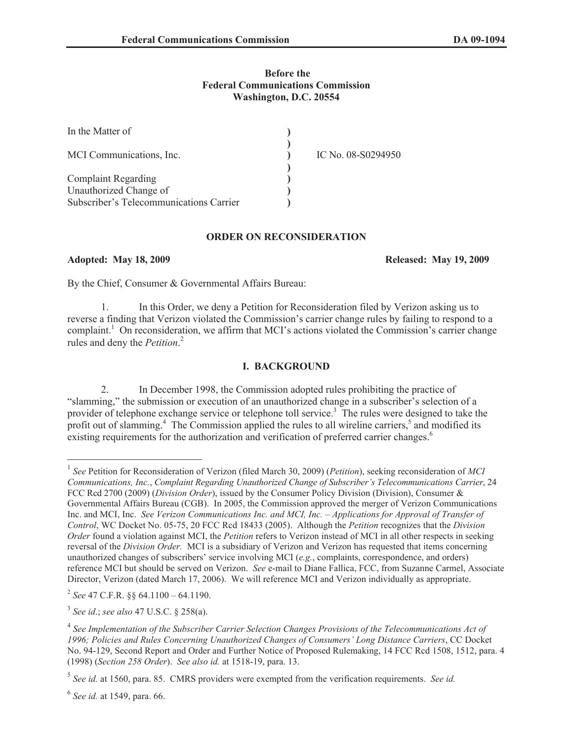**Before the**
**Federal Communications Commission**
**Washington, D.C. 20554**

| | | |
|---|---|---|
| In the Matter of | ) | |
| | ) | |
| MCI Communications, Inc. | ) | IC No. 08-S0294950 |
| | ) | |
| Complaint Regarding | ) | |
| Unauthorized Change of | ) | |
| Subscriber's Telecommunications Carrier | ) | |

## ORDER ON RECONSIDERATION

**Adopted: May 18, 2009** **Released: May 19, 2009**

By the Chief, Consumer & Governmental Affairs Bureau:

1. In this Order, we deny a Petition for Reconsideration filed by Verizon asking us to reverse a finding that Verizon violated the Commission's carrier change rules by failing to respond to a complaint.[1] On reconsideration, we affirm that MCI's actions violated the Commission's carrier change rules and deny the *Petition*.[2]

### I. BACKGROUND

2. In December 1998, the Commission adopted rules prohibiting the practice of "slamming," the submission or execution of an unauthorized change in a subscriber's selection of a provider of telephone exchange service or telephone toll service.[3] The rules were designed to take the profit out of slamming.[4] The Commission applied the rules to all wireline carriers,[5] and modified its existing requirements for the authorization and verification of preferred carrier changes.[6]

---

[1] *See* Petition for Reconsideration of Verizon (filed March 30, 2009) (*Petition*), seeking reconsideration of *MCI Communications, Inc.*, *Complaint Regarding Unauthorized Change of Subscriber's Telecommunications Carrier*, 24 FCC Rcd 2700 (2009) (*Division Order*), issued by the Consumer Policy Division (Division), Consumer & Governmental Affairs Bureau (CGB). In 2005, the Commission approved the merger of Verizon Communications Inc. and MCI, Inc. *See Verizon Communications Inc. and MCI, Inc. – Applications for Approval of Transfer of Control*, WC Docket No. 05-75, 20 FCC Rcd 18433 (2005). Although the *Petition* recognizes that the *Division Order* found a violation against MCI, the *Petition* refers to Verizon instead of MCI in all other respects in seeking reversal of the *Division Order.* MCI is a subsidiary of Verizon and Verizon has requested that items concerning unauthorized changes of subscribers' service involving MCI (*e.g.*, complaints, correspondence, and orders) reference MCI but should be served on Verizon. *See* e-mail to Diane Fallica, FCC, from Suzanne Carmel, Associate Director, Verizon (dated March 17, 2006). We will reference MCI and Verizon individually as appropriate.

[2] *See* 47 C.F.R. §§ 64.1100 – 64.1190.

[3] *See id*.; *see also* 47 U.S.C. § 258(a).

[4] *See Implementation of the Subscriber Carrier Selection Changes Provisions of the Telecommunications Act of 1996; Policies and Rules Concerning Unauthorized Changes of Consumers' Long Distance Carriers*, CC Docket No. 94-129, Second Report and Order and Further Notice of Proposed Rulemaking, 14 FCC Rcd 1508, 1512, para. 4 (1998) (*Section 258 Order*). *See also id.* at 1518-19, para. 13.

[5] *See id.* at 1560, para. 85. CMRS providers were exempted from the verification requirements. *See id.*

[6] *See id.* at 1549, para. 66.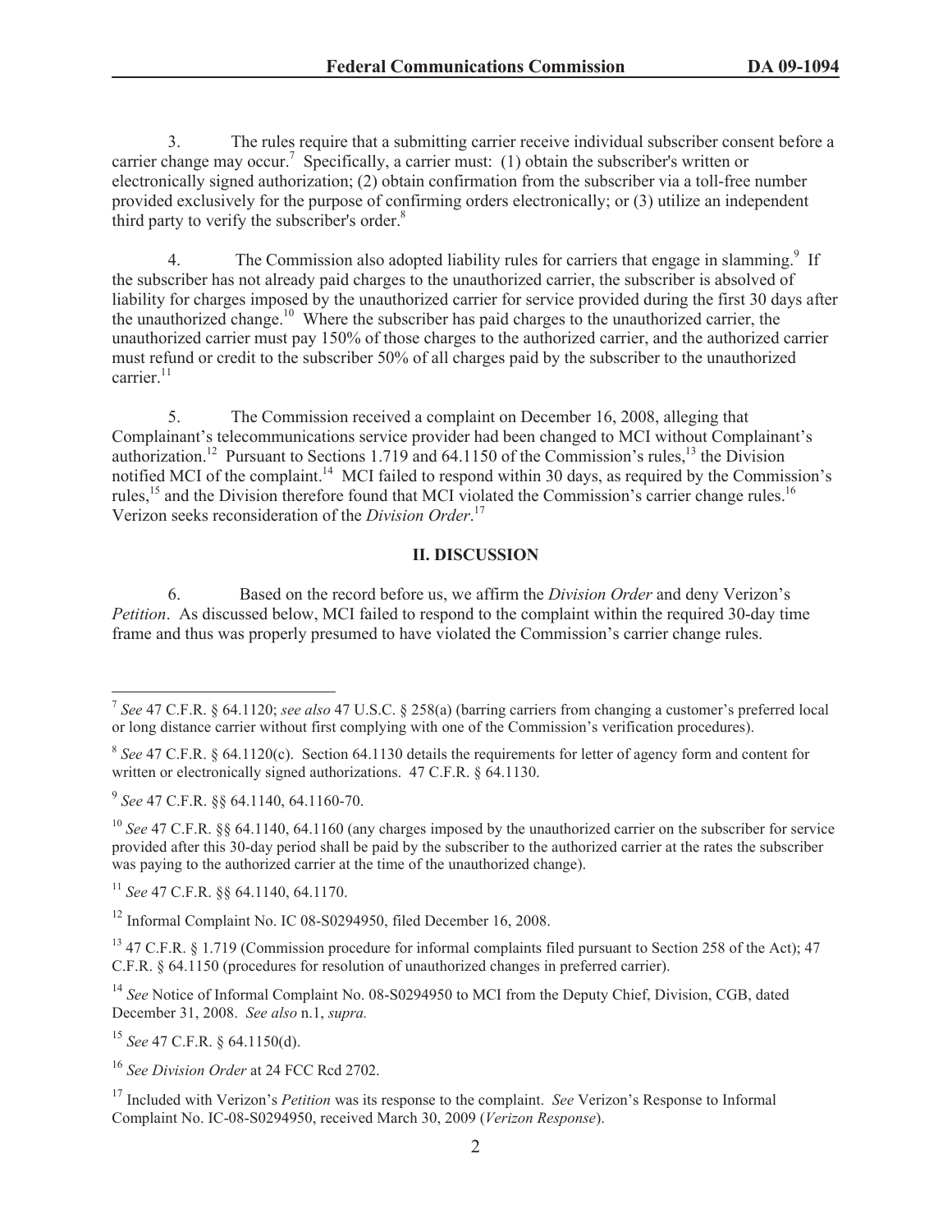3. The rules require that a submitting carrier receive individual subscriber consent before a carrier change may occur.[7] Specifically, a carrier must: (1) obtain the subscriber's written or electronically signed authorization; (2) obtain confirmation from the subscriber via a toll-free number provided exclusively for the purpose of confirming orders electronically; or (3) utilize an independent third party to verify the subscriber's order.[8]

4. The Commission also adopted liability rules for carriers that engage in slamming.[9] If the subscriber has not already paid charges to the unauthorized carrier, the subscriber is absolved of liability for charges imposed by the unauthorized carrier for service provided during the first 30 days after the unauthorized change.[10] Where the subscriber has paid charges to the unauthorized carrier, the unauthorized carrier must pay 150% of those charges to the authorized carrier, and the authorized carrier must refund or credit to the subscriber 50% of all charges paid by the subscriber to the unauthorized carrier.[11]

5. The Commission received a complaint on December 16, 2008, alleging that Complainant's telecommunications service provider had been changed to MCI without Complainant's authorization.[12] Pursuant to Sections 1.719 and 64.1150 of the Commission's rules,[13] the Division notified MCI of the complaint.[14] MCI failed to respond within 30 days, as required by the Commission's rules,[15] and the Division therefore found that MCI violated the Commission's carrier change rules.[16] Verizon seeks reconsideration of the *Division Order*.[17]

## II. DISCUSSION

6. Based on the record before us, we affirm the *Division Order* and deny Verizon's *Petition*. As discussed below, MCI failed to respond to the complaint within the required 30-day time frame and thus was properly presumed to have violated the Commission's carrier change rules.

---

[7] *See* 47 C.F.R. § 64.1120; *see also* 47 U.S.C. § 258(a) (barring carriers from changing a customer's preferred local or long distance carrier without first complying with one of the Commission's verification procedures).

[8] *See* 47 C.F.R. § 64.1120(c). Section 64.1130 details the requirements for letter of agency form and content for written or electronically signed authorizations. 47 C.F.R. § 64.1130.

[9] *See* 47 C.F.R. §§ 64.1140, 64.1160-70.

[10] *See* 47 C.F.R. §§ 64.1140, 64.1160 (any charges imposed by the unauthorized carrier on the subscriber for service provided after this 30-day period shall be paid by the subscriber to the authorized carrier at the rates the subscriber was paying to the authorized carrier at the time of the unauthorized change).

[11] *See* 47 C.F.R. §§ 64.1140, 64.1170.

[12] Informal Complaint No. IC 08-S0294950, filed December 16, 2008.

[13] 47 C.F.R. § 1.719 (Commission procedure for informal complaints filed pursuant to Section 258 of the Act); 47 C.F.R. § 64.1150 (procedures for resolution of unauthorized changes in preferred carrier).

[14] *See* Notice of Informal Complaint No. 08-S0294950 to MCI from the Deputy Chief, Division, CGB, dated December 31, 2008. *See also* n.1, *supra.*

[15] *See* 47 C.F.R. § 64.1150(d).

[16] *See Division Order* at 24 FCC Rcd 2702.

[17] Included with Verizon's *Petition* was its response to the complaint. *See* Verizon's Response to Informal Complaint No. IC-08-S0294950, received March 30, 2009 (*Verizon Response*).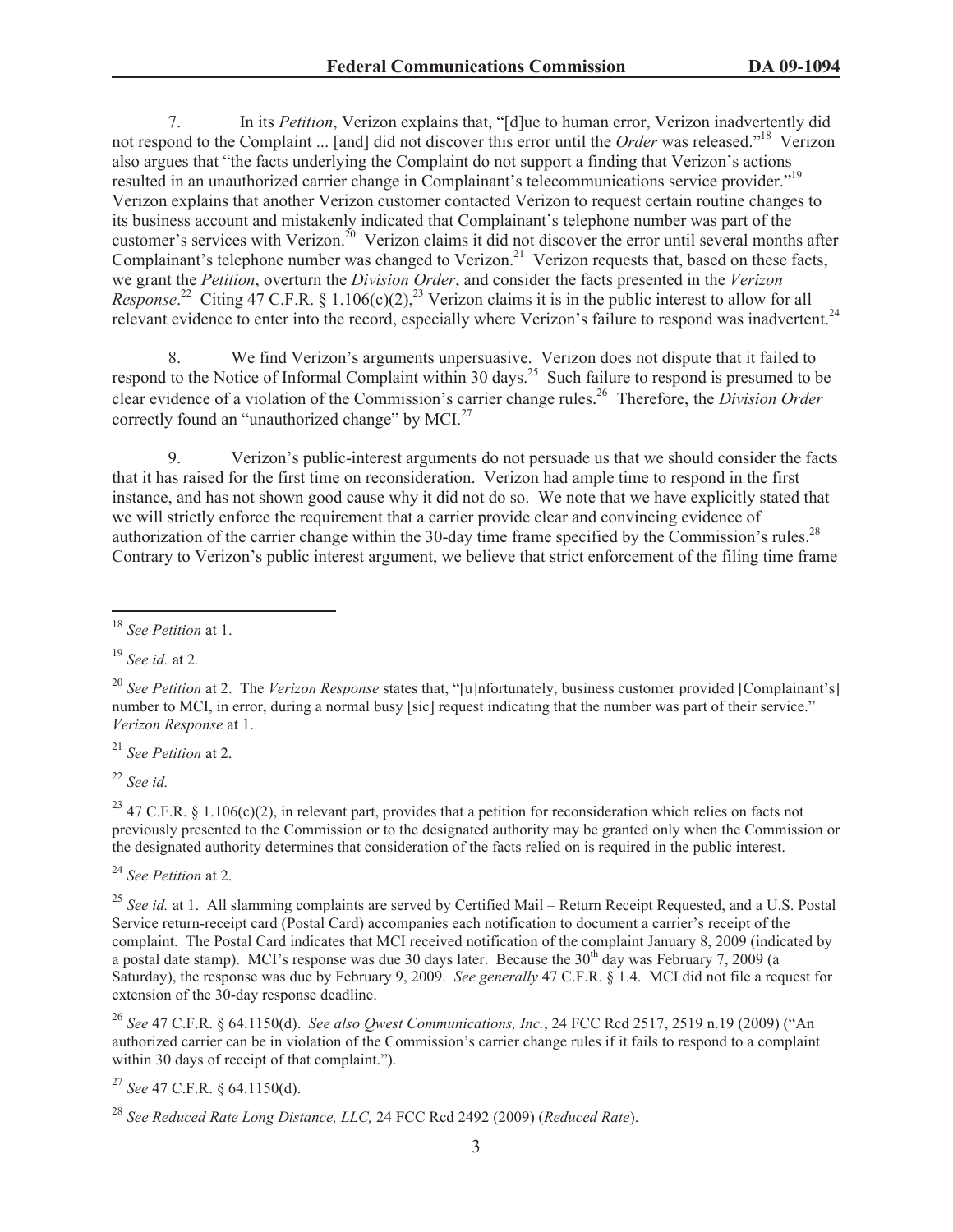7. In its *Petition*, Verizon explains that, "[d]ue to human error, Verizon inadvertently did not respond to the Complaint ... [and] did not discover this error until the *Order* was released."[18] Verizon also argues that "the facts underlying the Complaint do not support a finding that Verizon's actions resulted in an unauthorized carrier change in Complainant's telecommunications service provider."[19] Verizon explains that another Verizon customer contacted Verizon to request certain routine changes to its business account and mistakenly indicated that Complainant's telephone number was part of the customer's services with Verizon.[20] Verizon claims it did not discover the error until several months after Complainant's telephone number was changed to Verizon.[21] Verizon requests that, based on these facts, we grant the *Petition*, overturn the *Division Order*, and consider the facts presented in the *Verizon Response*.[22] Citing 47 C.F.R. § 1.106(c)(2),[23] Verizon claims it is in the public interest to allow for all relevant evidence to enter into the record, especially where Verizon's failure to respond was inadvertent.[24]

8. We find Verizon's arguments unpersuasive. Verizon does not dispute that it failed to respond to the Notice of Informal Complaint within 30 days.[25] Such failure to respond is presumed to be clear evidence of a violation of the Commission's carrier change rules.[26] Therefore, the *Division Order* correctly found an "unauthorized change" by MCI.[27]

9. Verizon's public-interest arguments do not persuade us that we should consider the facts that it has raised for the first time on reconsideration. Verizon had ample time to respond in the first instance, and has not shown good cause why it did not do so. We note that we have explicitly stated that we will strictly enforce the requirement that a carrier provide clear and convincing evidence of authorization of the carrier change within the 30-day time frame specified by the Commission's rules.[28] Contrary to Verizon's public interest argument, we believe that strict enforcement of the filing time frame

---

[18] *See Petition* at 1.

[19] *See id.* at 2.

[20] *See Petition* at 2. The *Verizon Response* states that, "[u]nfortunately, business customer provided [Complainant's] number to MCI, in error, during a normal busy [sic] request indicating that the number was part of their service." *Verizon Response* at 1.

[21] *See Petition* at 2.

[22] *See id.*

[23] 47 C.F.R. § 1.106(c)(2), in relevant part, provides that a petition for reconsideration which relies on facts not previously presented to the Commission or to the designated authority may be granted only when the Commission or the designated authority determines that consideration of the facts relied on is required in the public interest.

[24] *See Petition* at 2.

[25] *See id.* at 1. All slamming complaints are served by Certified Mail – Return Receipt Requested, and a U.S. Postal Service return-receipt card (Postal Card) accompanies each notification to document a carrier's receipt of the complaint. The Postal Card indicates that MCI received notification of the complaint January 8, 2009 (indicated by a postal date stamp). MCI's response was due 30 days later. Because the 30th day was February 7, 2009 (a Saturday), the response was due by February 9, 2009. *See generally* 47 C.F.R. § 1.4. MCI did not file a request for extension of the 30-day response deadline.

[26] *See* 47 C.F.R. § 64.1150(d). *See also Qwest Communications, Inc.*, 24 FCC Rcd 2517, 2519 n.19 (2009) ("An authorized carrier can be in violation of the Commission's carrier change rules if it fails to respond to a complaint within 30 days of receipt of that complaint.").

[27] *See* 47 C.F.R. § 64.1150(d).

[28] *See Reduced Rate Long Distance, LLC,* 24 FCC Rcd 2492 (2009) (*Reduced Rate*).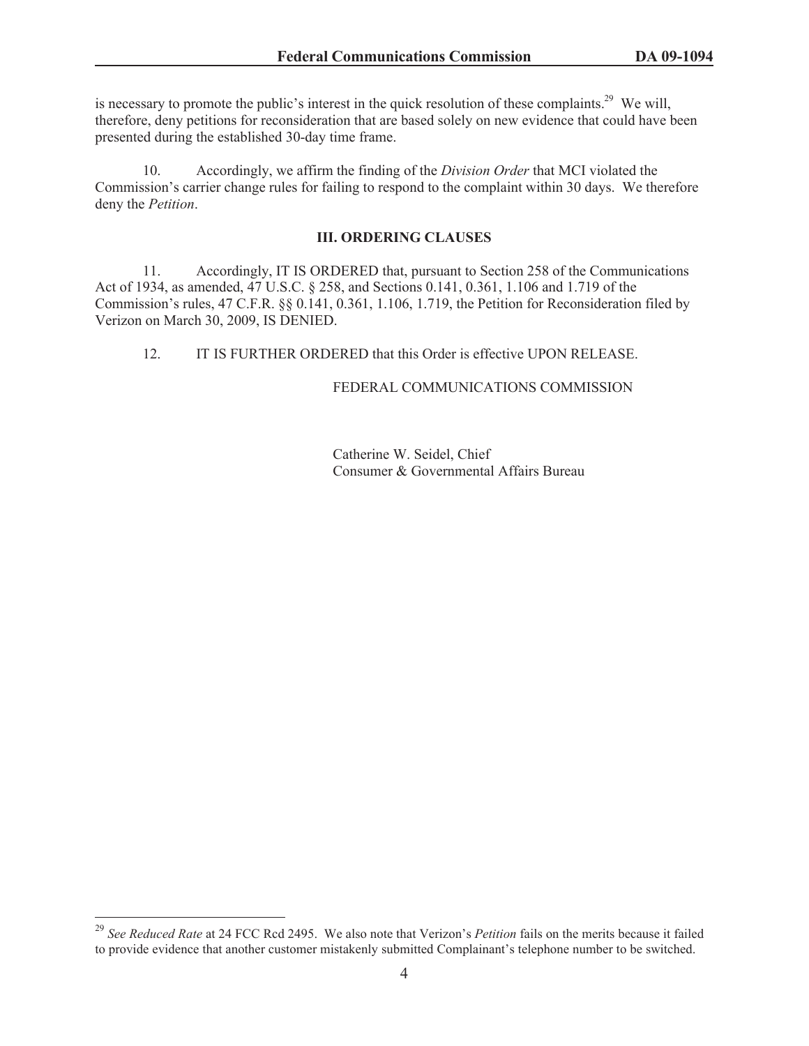is necessary to promote the public's interest in the quick resolution of these complaints.[29] We will, therefore, deny petitions for reconsideration that are based solely on new evidence that could have been presented during the established 30-day time frame.

10. Accordingly, we affirm the finding of the *Division Order* that MCI violated the Commission's carrier change rules for failing to respond to the complaint within 30 days. We therefore deny the *Petition*.

## III. ORDERING CLAUSES

11. Accordingly, IT IS ORDERED that, pursuant to Section 258 of the Communications Act of 1934, as amended, 47 U.S.C. § 258, and Sections 0.141, 0.361, 1.106 and 1.719 of the Commission's rules, 47 C.F.R. §§ 0.141, 0.361, 1.106, 1.719, the Petition for Reconsideration filed by Verizon on March 30, 2009, IS DENIED.

12. IT IS FURTHER ORDERED that this Order is effective UPON RELEASE.

FEDERAL COMMUNICATIONS COMMISSION

Catherine W. Seidel, Chief
Consumer & Governmental Affairs Bureau

---

[29] *See Reduced Rate* at 24 FCC Rcd 2495. We also note that Verizon's *Petition* fails on the merits because it failed to provide evidence that another customer mistakenly submitted Complainant's telephone number to be switched.